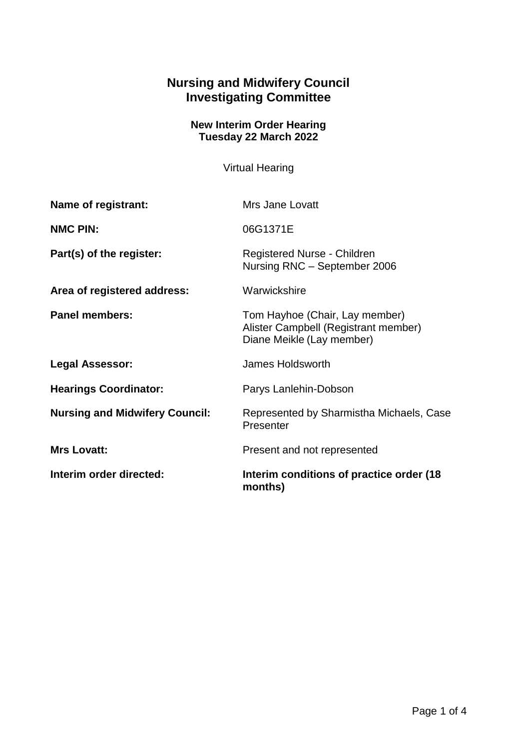# Nursing and Midwifery Council
# Investigating Committee

### New Interim Order Hearing
### Tuesday 22 March 2022

Virtual Hearing

| | |
|---|---|
| **Name of registrant:** | Mrs Jane Lovatt |
| **NMC PIN:** | 06G1371E |
| **Part(s) of the register:** | Registered Nurse - Children<br>Nursing RNC – September 2006 |
| **Area of registered address:** | Warwickshire |
| **Panel members:** | Tom Hayhoe (Chair, Lay member)<br>Alister Campbell (Registrant member)<br>Diane Meikle (Lay member) |
| **Legal Assessor:** | James Holdsworth |
| **Hearings Coordinator:** | Parys Lanlehin-Dobson |
| **Nursing and Midwifery Council:** | Represented by Sharmistha Michaels, Case Presenter |
| **Mrs Lovatt:** | Present and not represented |
| **Interim order directed:** | **Interim conditions of practice order (18 months)** |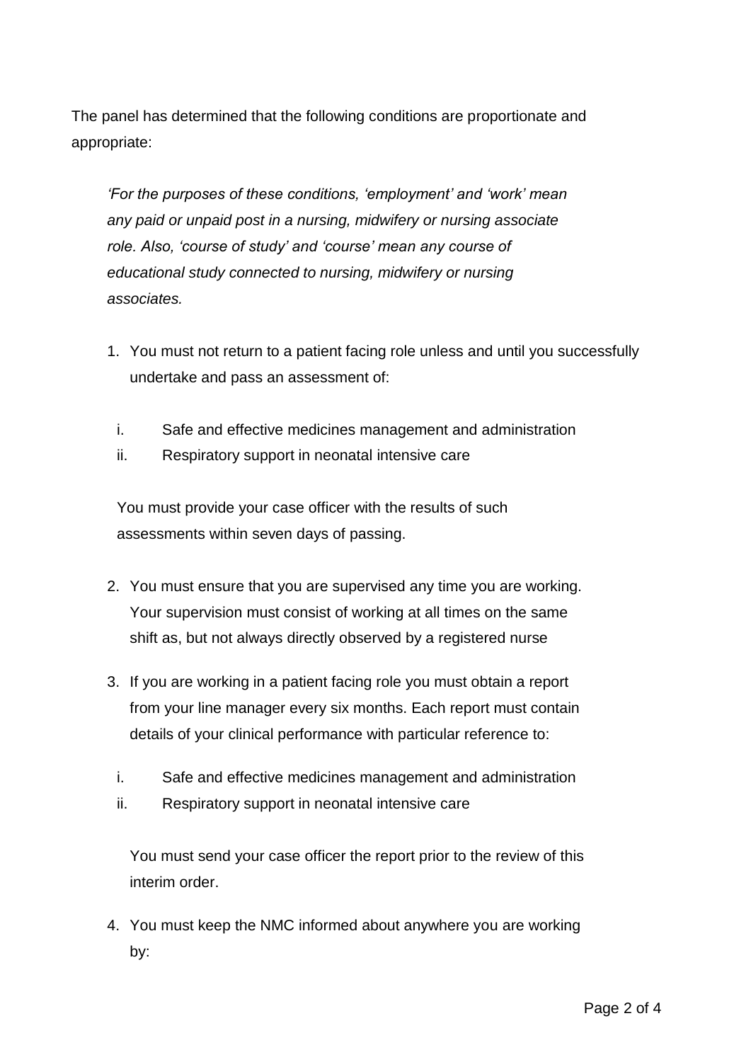The panel has determined that the following conditions are proportionate and appropriate:

> *'For the purposes of these conditions, 'employment' and 'work' mean any paid or unpaid post in a nursing, midwifery or nursing associate role. Also, 'course of study' and 'course' mean any course of educational study connected to nursing, midwifery or nursing associates.*

1. You must not return to a patient facing role unless and until you successfully undertake and pass an assessment of:

   i. Safe and effective medicines management and administration
   ii. Respiratory support in neonatal intensive care

   You must provide your case officer with the results of such assessments within seven days of passing.

2. You must ensure that you are supervised any time you are working. Your supervision must consist of working at all times on the same shift as, but not always directly observed by a registered nurse

3. If you are working in a patient facing role you must obtain a report from your line manager every six months. Each report must contain details of your clinical performance with particular reference to:

   i. Safe and effective medicines management and administration
   ii. Respiratory support in neonatal intensive care

   You must send your case officer the report prior to the review of this interim order.

4. You must keep the NMC informed about anywhere you are working by: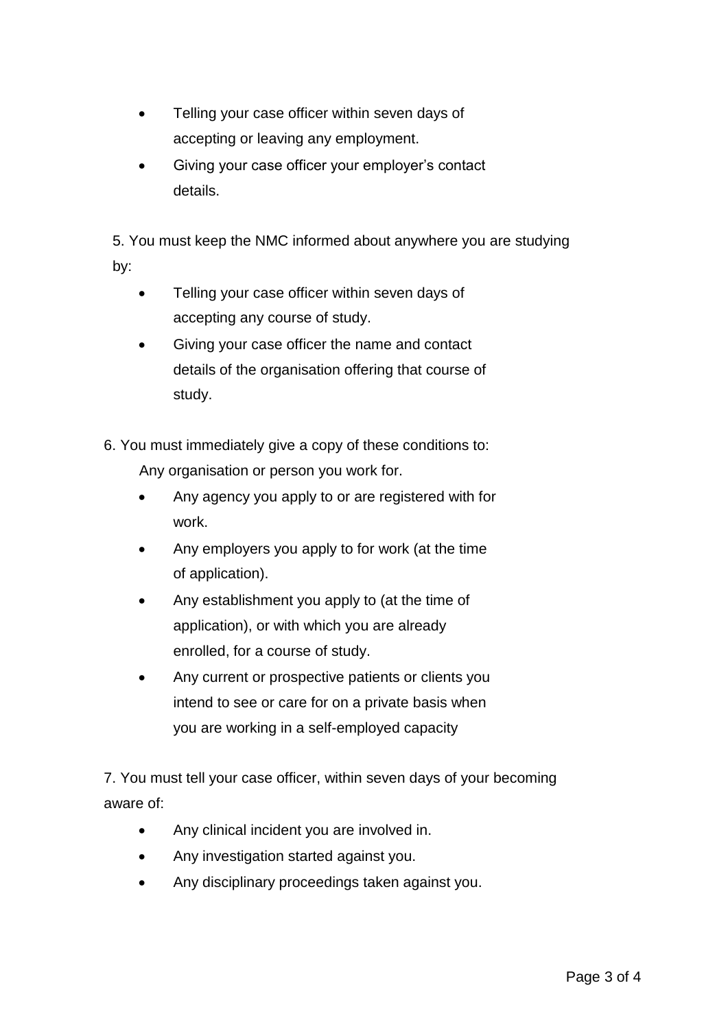- Telling your case officer within seven days of accepting or leaving any employment.
- Giving your case officer your employer's contact details.

5. You must keep the NMC informed about anywhere you are studying by:

   - Telling your case officer within seven days of accepting any course of study.
   - Giving your case officer the name and contact details of the organisation offering that course of study.

6. You must immediately give a copy of these conditions to:

   Any organisation or person you work for.

   - Any agency you apply to or are registered with for work.
   - Any employers you apply to for work (at the time of application).
   - Any establishment you apply to (at the time of application), or with which you are already enrolled, for a course of study.
   - Any current or prospective patients or clients you intend to see or care for on a private basis when you are working in a self-employed capacity

7. You must tell your case officer, within seven days of your becoming aware of:

   - Any clinical incident you are involved in.
   - Any investigation started against you.
   - Any disciplinary proceedings taken against you.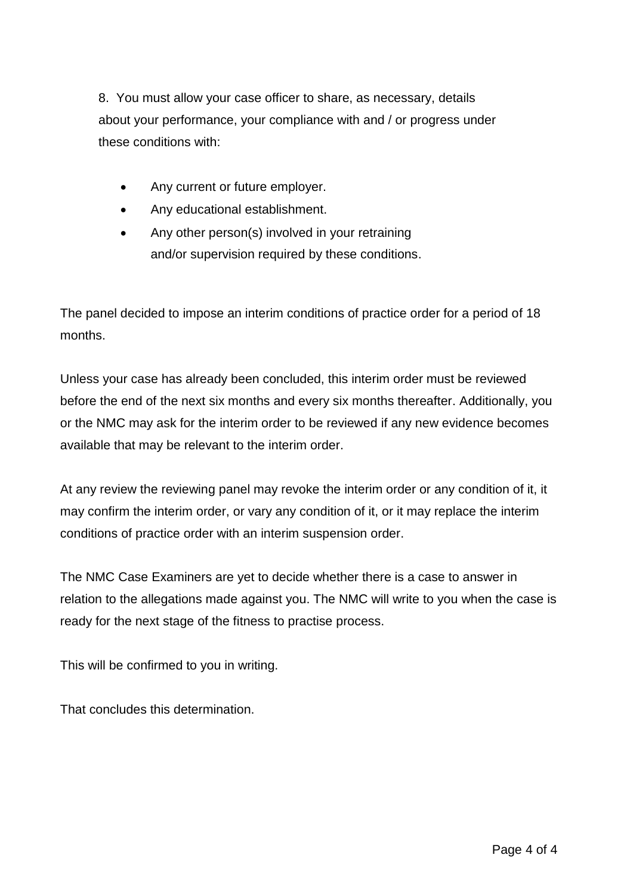8. You must allow your case officer to share, as necessary, details about your performance, your compliance with and / or progress under these conditions with:

- Any current or future employer.
- Any educational establishment.
- Any other person(s) involved in your retraining and/or supervision required by these conditions.

The panel decided to impose an interim conditions of practice order for a period of 18 months.

Unless your case has already been concluded, this interim order must be reviewed before the end of the next six months and every six months thereafter. Additionally, you or the NMC may ask for the interim order to be reviewed if any new evidence becomes available that may be relevant to the interim order.

At any review the reviewing panel may revoke the interim order or any condition of it, it may confirm the interim order, or vary any condition of it, or it may replace the interim conditions of practice order with an interim suspension order.

The NMC Case Examiners are yet to decide whether there is a case to answer in relation to the allegations made against you. The NMC will write to you when the case is ready for the next stage of the fitness to practise process.

This will be confirmed to you in writing.

That concludes this determination.